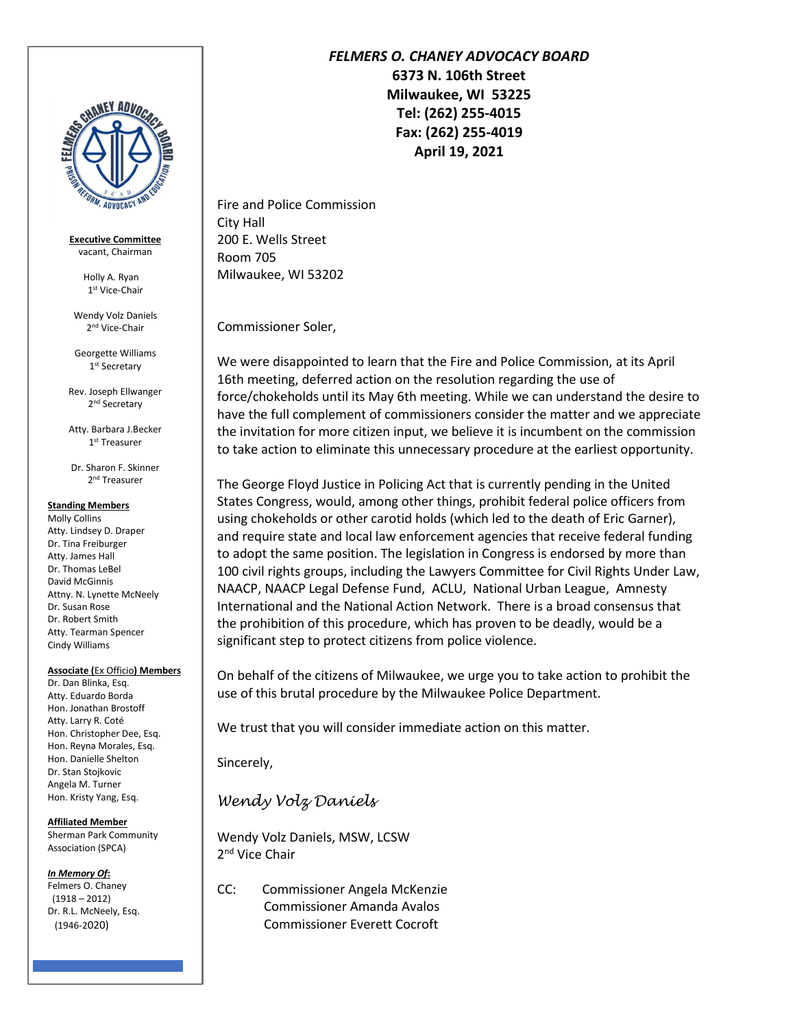***FELMERS O. CHANEY ADVOCACY BOARD***
**6373 N. 106th Street**
**Milwaukee, WI 53225**
**Tel: (262) 255-4015**
**Fax: (262) 255-4019**
**April 19, 2021**

**Executive Committee**
vacant, Chairman

Holly A. Ryan
1st Vice-Chair

Wendy Volz Daniels
2nd Vice-Chair

Georgette Williams
1st Secretary

Rev. Joseph Ellwanger
2nd Secretary

Atty. Barbara J.Becker
1st Treasurer

Dr. Sharon F. Skinner
2nd Treasurer

**Standing Members**
Molly Collins
Atty. Lindsey D. Draper
Dr. Tina Freiburger
Atty. James Hall
Dr. Thomas LeBel
David McGinnis
Attny. N. Lynette McNeely
Dr. Susan Rose
Dr. Robert Smith
Atty. Tearman Spencer
Cindy Williams

**Associate (Ex Officio) Members**
Dr. Dan Blinka, Esq.
Atty. Eduardo Borda
Hon. Jonathan Brostoff
Atty. Larry R. Coté
Hon. Christopher Dee, Esq.
Hon. Reyna Morales, Esq.
Hon. Danielle Shelton
Dr. Stan Stojkovic
Angela M. Turner
Hon. Kristy Yang, Esq.

**Affiliated Member**
Sherman Park Community Association (SPCA)

***In Memory Of*:**
Felmers O. Chaney (1918 – 2012)
Dr. R.L. McNeely, Esq. (1946-2020)

Fire and Police Commission
City Hall
200 E. Wells Street
Room 705
Milwaukee, WI 53202

Commissioner Soler,

We were disappointed to learn that the Fire and Police Commission, at its April 16th meeting, deferred action on the resolution regarding the use of force/chokeholds until its May 6th meeting. While we can understand the desire to have the full complement of commissioners consider the matter and we appreciate the invitation for more citizen input, we believe it is incumbent on the commission to take action to eliminate this unnecessary procedure at the earliest opportunity.

The George Floyd Justice in Policing Act that is currently pending in the United States Congress, would, among other things, prohibit federal police officers from using chokeholds or other carotid holds (which led to the death of Eric Garner), and require state and local law enforcement agencies that receive federal funding to adopt the same position. The legislation in Congress is endorsed by more than 100 civil rights groups, including the Lawyers Committee for Civil Rights Under Law, NAACP, NAACP Legal Defense Fund, ACLU, National Urban League, Amnesty International and the National Action Network. There is a broad consensus that the prohibition of this procedure, which has proven to be deadly, would be a significant step to protect citizens from police violence.

On behalf of the citizens of Milwaukee, we urge you to take action to prohibit the use of this brutal procedure by the Milwaukee Police Department.

We trust that you will consider immediate action on this matter.

Sincerely,

*Wendy Volz Daniels*

Wendy Volz Daniels, MSW, LCSW
2nd Vice Chair

CC: Commissioner Angela McKenzie
Commissioner Amanda Avalos
Commissioner Everett Cocroft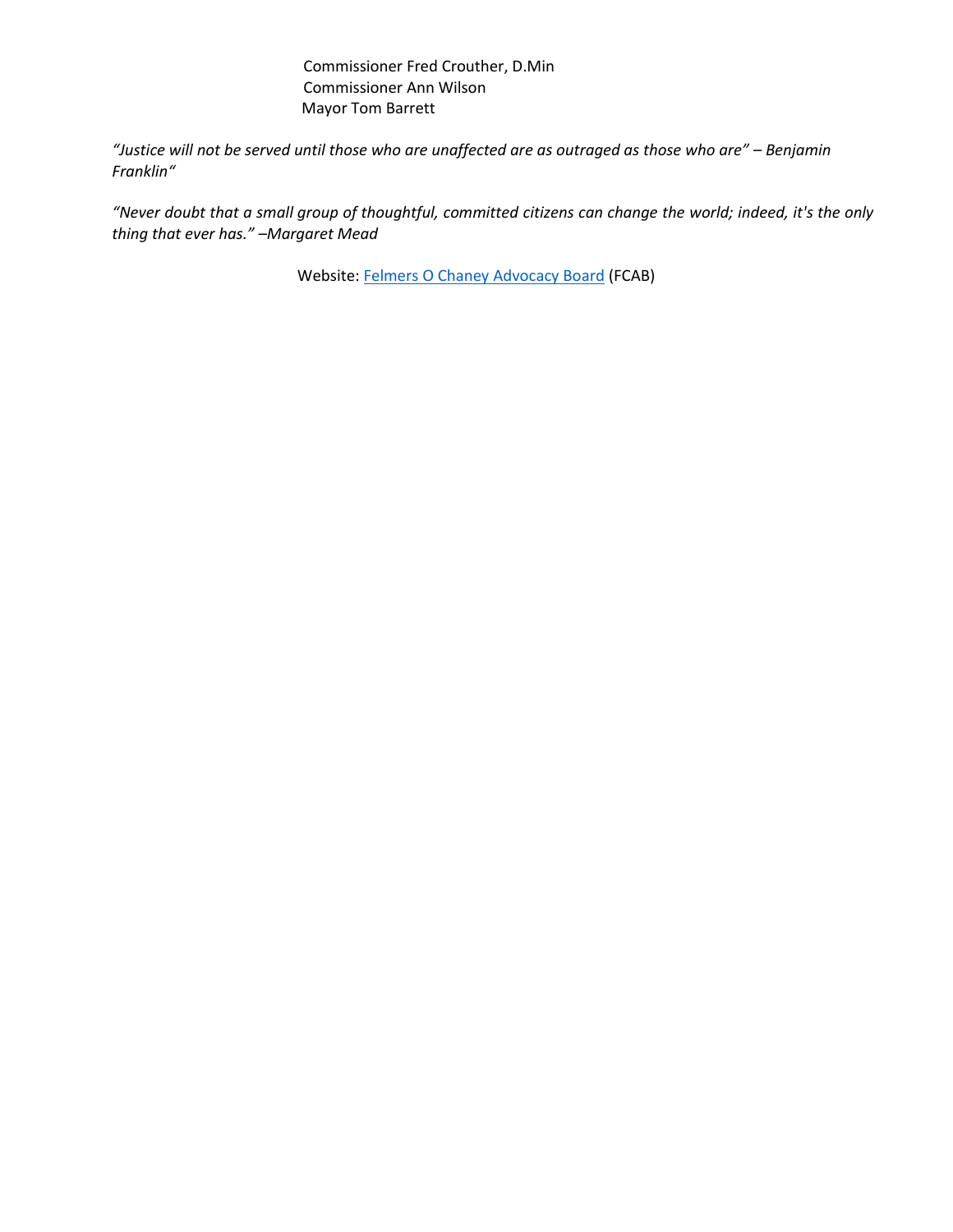Commissioner Fred Crouther, D.Min
Commissioner Ann Wilson
Mayor Tom Barrett

*"Justice will not be served until those who are unaffected are as outraged as those who are" – Benjamin Franklin"*

*"Never doubt that a small group of thoughtful, committed citizens can change the world; indeed, it's the only thing that ever has." –Margaret Mead*

Website: Felmers O Chaney Advocacy Board (FCAB)